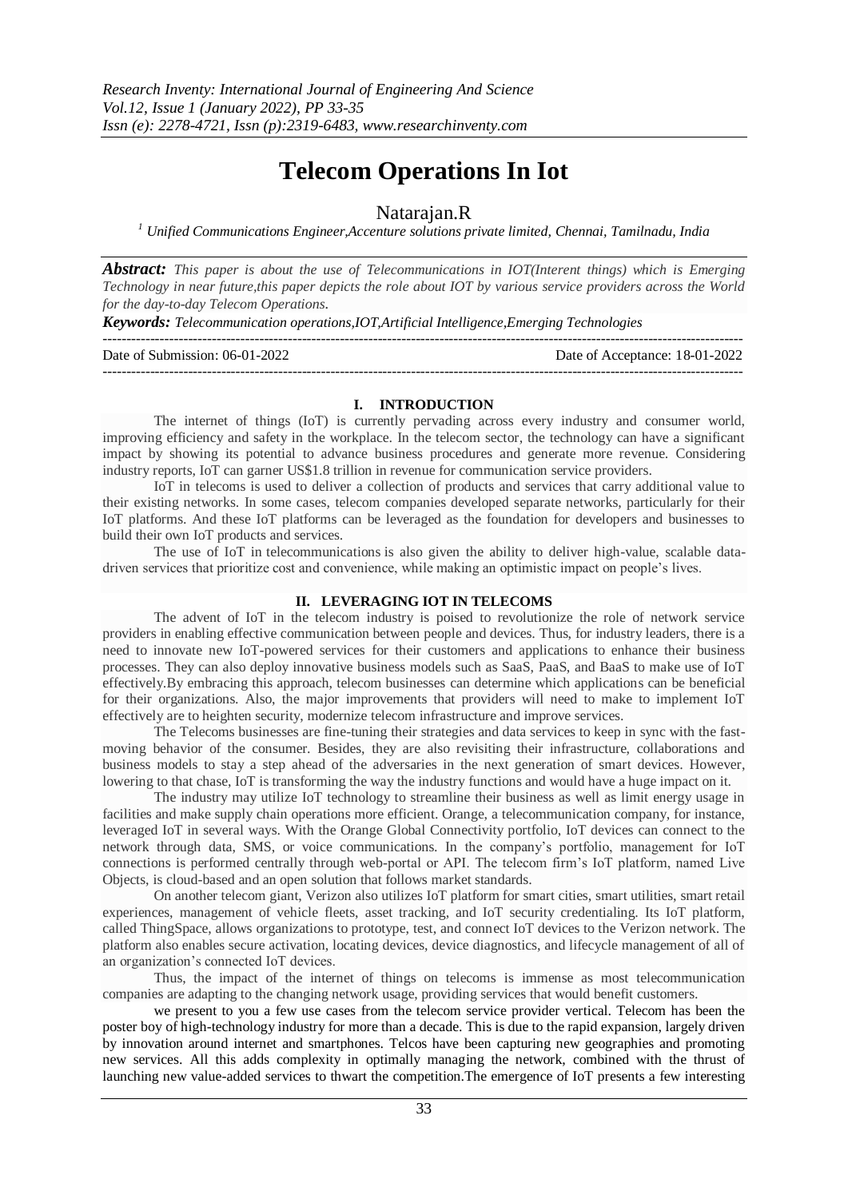# Telecom Operations In Iot

Natarajan.R

[1] *Unified Communications Engineer,Accenture solutions private limited, Chennai, Tamilnadu, India*

***Abstract:*** *This paper is about the use of Telecommunications in IOT(Interent things) which is Emerging Technology in near future,this paper depicts the role about IOT by various service providers across the World for the day-to-day Telecom Operations.*

***Keywords:*** *Telecommunication operations,IOT,Artificial Intelligence,Emerging Technologies*

---

Date of Submission: 06-01-2022 Date of Acceptance: 18-01-2022

---

## I. INTRODUCTION

The internet of things (IoT) is currently pervading across every industry and consumer world, improving efficiency and safety in the workplace. In the telecom sector, the technology can have a significant impact by showing its potential to advance business procedures and generate more revenue. Considering industry reports, IoT can garner US$1.8 trillion in revenue for communication service providers.

IoT in telecoms is used to deliver a collection of products and services that carry additional value to their existing networks. In some cases, telecom companies developed separate networks, particularly for their IoT platforms. And these IoT platforms can be leveraged as the foundation for developers and businesses to build their own IoT products and services.

The use of IoT in telecommunications is also given the ability to deliver high-value, scalable data-driven services that prioritize cost and convenience, while making an optimistic impact on people's lives.

## II. LEVERAGING IOT IN TELECOMS

The advent of IoT in the telecom industry is poised to revolutionize the role of network service providers in enabling effective communication between people and devices. Thus, for industry leaders, there is a need to innovate new IoT-powered services for their customers and applications to enhance their business processes. They can also deploy innovative business models such as SaaS, PaaS, and BaaS to make use of IoT effectively.By embracing this approach, telecom businesses can determine which applications can be beneficial for their organizations. Also, the major improvements that providers will need to make to implement IoT effectively are to heighten security, modernize telecom infrastructure and improve services.

The Telecoms businesses are fine-tuning their strategies and data services to keep in sync with the fast-moving behavior of the consumer. Besides, they are also revisiting their infrastructure, collaborations and business models to stay a step ahead of the adversaries in the next generation of smart devices. However, lowering to that chase, IoT is transforming the way the industry functions and would have a huge impact on it.

The industry may utilize IoT technology to streamline their business as well as limit energy usage in facilities and make supply chain operations more efficient. Orange, a telecommunication company, for instance, leveraged IoT in several ways. With the Orange Global Connectivity portfolio, IoT devices can connect to the network through data, SMS, or voice communications. In the company's portfolio, management for IoT connections is performed centrally through web-portal or API. The telecom firm's IoT platform, named Live Objects, is cloud-based and an open solution that follows market standards.

On another telecom giant, Verizon also utilizes IoT platform for smart cities, smart utilities, smart retail experiences, management of vehicle fleets, asset tracking, and IoT security credentialing. Its IoT platform, called ThingSpace, allows organizations to prototype, test, and connect IoT devices to the Verizon network. The platform also enables secure activation, locating devices, device diagnostics, and lifecycle management of all of an organization's connected IoT devices.

Thus, the impact of the internet of things on telecoms is immense as most telecommunication companies are adapting to the changing network usage, providing services that would benefit customers.

we present to you a few use cases from the telecom service provider vertical. Telecom has been the poster boy of high-technology industry for more than a decade. This is due to the rapid expansion, largely driven by innovation around internet and smartphones. Telcos have been capturing new geographies and promoting new services. All this adds complexity in optimally managing the network, combined with the thrust of launching new value-added services to thwart the competition.The emergence of IoT presents a few interesting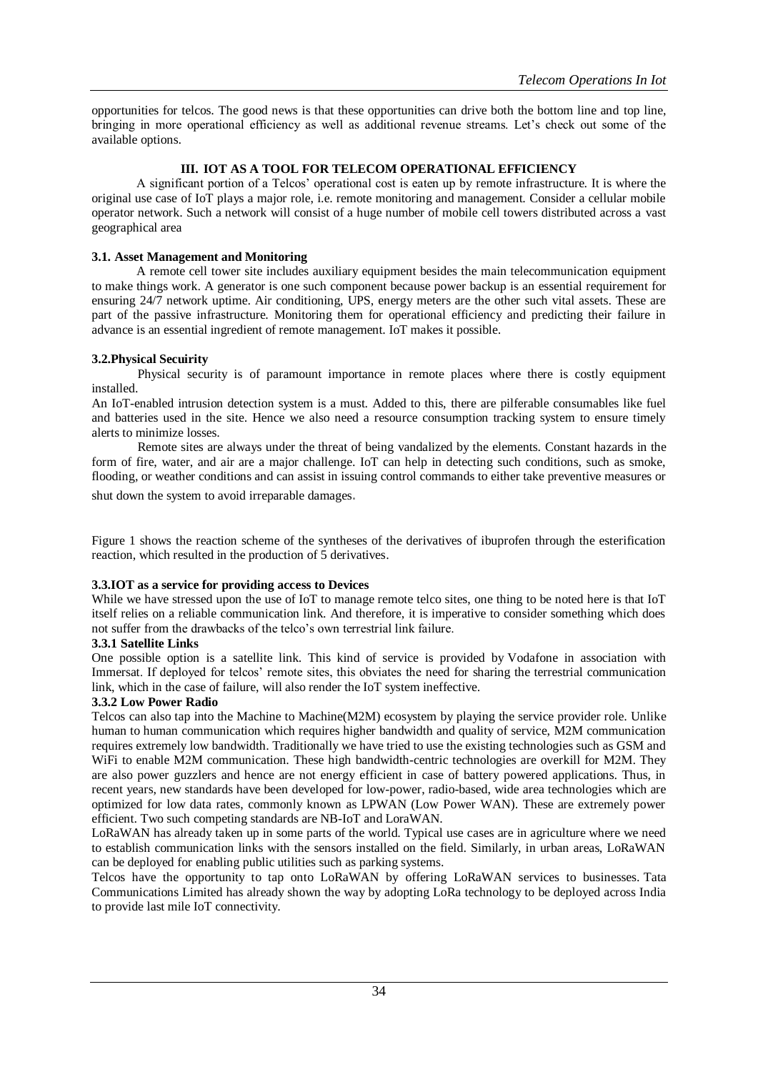opportunities for telcos. The good news is that these opportunities can drive both the bottom line and top line, bringing in more operational efficiency as well as additional revenue streams. Let's check out some of the available options.

## III. IOT AS A TOOL FOR TELECOM OPERATIONAL EFFICIENCY

A significant portion of a Telcos' operational cost is eaten up by remote infrastructure. It is where the original use case of IoT plays a major role, i.e. remote monitoring and management. Consider a cellular mobile operator network. Such a network will consist of a huge number of mobile cell towers distributed across a vast geographical area

### 3.1. Asset Management and Monitoring

A remote cell tower site includes auxiliary equipment besides the main telecommunication equipment to make things work. A generator is one such component because power backup is an essential requirement for ensuring 24/7 network uptime. Air conditioning, UPS, energy meters are the other such vital assets. These are part of the passive infrastructure. Monitoring them for operational efficiency and predicting their failure in advance is an essential ingredient of remote management. IoT makes it possible.

### 3.2.Physical Secuirity

Physical security is of paramount importance in remote places where there is costly equipment installed.

An IoT-enabled intrusion detection system is a must. Added to this, there are pilferable consumables like fuel and batteries used in the site. Hence we also need a resource consumption tracking system to ensure timely alerts to minimize losses.

Remote sites are always under the threat of being vandalized by the elements. Constant hazards in the form of fire, water, and air are a major challenge. IoT can help in detecting such conditions, such as smoke, flooding, or weather conditions and can assist in issuing control commands to either take preventive measures or shut down the system to avoid irreparable damages.

Figure 1 shows the reaction scheme of the syntheses of the derivatives of ibuprofen through the esterification reaction, which resulted in the production of 5 derivatives.

### 3.3.IOT as a service for providing access to Devices

While we have stressed upon the use of IoT to manage remote telco sites, one thing to be noted here is that IoT itself relies on a reliable communication link. And therefore, it is imperative to consider something which does not suffer from the drawbacks of the telco's own terrestrial link failure.

#### 3.3.1 Satellite Links

One possible option is a satellite link. This kind of service is provided by Vodafone in association with Immersat. If deployed for telcos' remote sites, this obviates the need for sharing the terrestrial communication link, which in the case of failure, will also render the IoT system ineffective.

#### 3.3.2 Low Power Radio

Telcos can also tap into the Machine to Machine(M2M) ecosystem by playing the service provider role. Unlike human to human communication which requires higher bandwidth and quality of service, M2M communication requires extremely low bandwidth. Traditionally we have tried to use the existing technologies such as GSM and WiFi to enable M2M communication. These high bandwidth-centric technologies are overkill for M2M. They are also power guzzlers and hence are not energy efficient in case of battery powered applications. Thus, in recent years, new standards have been developed for low-power, radio-based, wide area technologies which are optimized for low data rates, commonly known as LPWAN (Low Power WAN). These are extremely power efficient. Two such competing standards are NB-IoT and LoraWAN.

LoRaWAN has already taken up in some parts of the world. Typical use cases are in agriculture where we need to establish communication links with the sensors installed on the field. Similarly, in urban areas, LoRaWAN can be deployed for enabling public utilities such as parking systems.

Telcos have the opportunity to tap onto LoRaWAN by offering LoRaWAN services to businesses. Tata Communications Limited has already shown the way by adopting LoRa technology to be deployed across India to provide last mile IoT connectivity.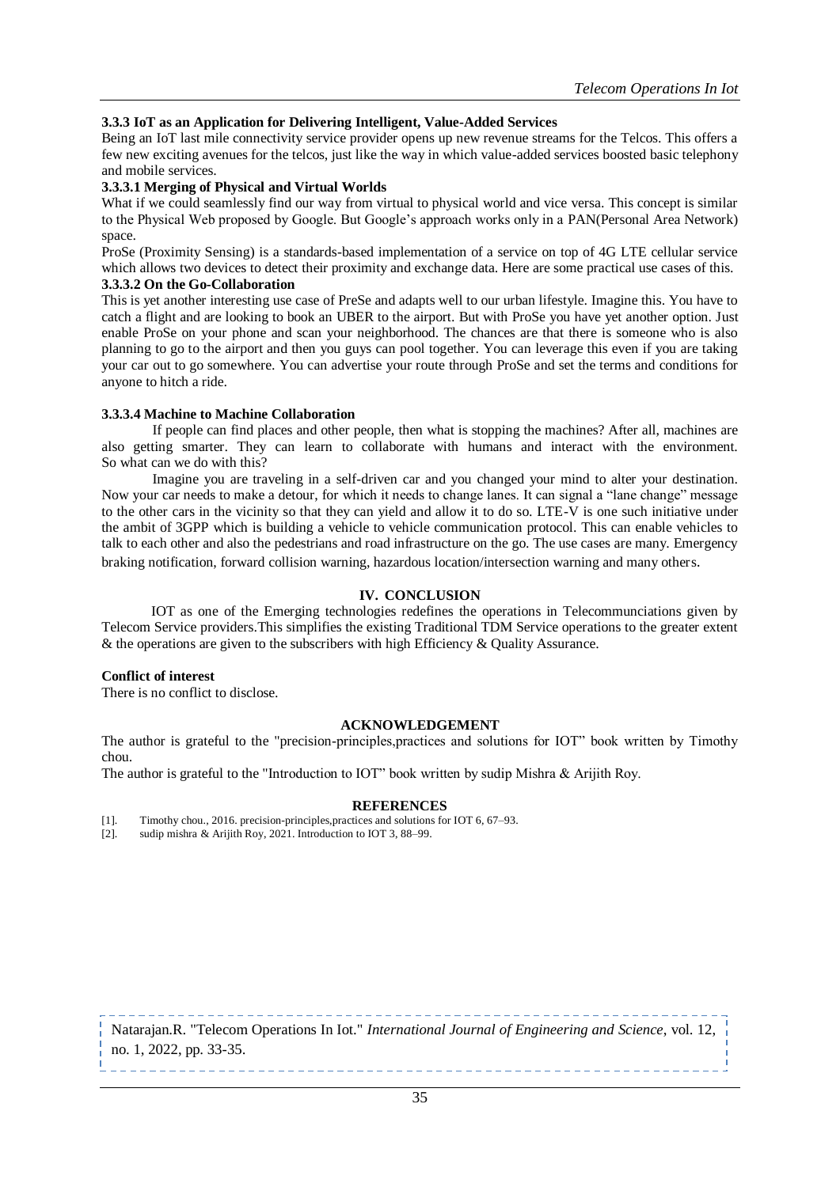### 3.3.3 IoT as an Application for Delivering Intelligent, Value-Added Services

Being an IoT last mile connectivity service provider opens up new revenue streams for the Telcos. This offers a few new exciting avenues for the telcos, just like the way in which value-added services boosted basic telephony and mobile services.

#### 3.3.3.1 Merging of Physical and Virtual Worlds

What if we could seamlessly find our way from virtual to physical world and vice versa. This concept is similar to the Physical Web proposed by Google. But Google's approach works only in a PAN(Personal Area Network) space.

ProSe (Proximity Sensing) is a standards-based implementation of a service on top of 4G LTE cellular service which allows two devices to detect their proximity and exchange data. Here are some practical use cases of this.

#### 3.3.3.2 On the Go-Collaboration

This is yet another interesting use case of PreSe and adapts well to our urban lifestyle. Imagine this. You have to catch a flight and are looking to book an UBER to the airport. But with ProSe you have yet another option. Just enable ProSe on your phone and scan your neighborhood. The chances are that there is someone who is also planning to go to the airport and then you guys can pool together. You can leverage this even if you are taking your car out to go somewhere. You can advertise your route through ProSe and set the terms and conditions for anyone to hitch a ride.

#### 3.3.3.4 Machine to Machine Collaboration

If people can find places and other people, then what is stopping the machines? After all, machines are also getting smarter. They can learn to collaborate with humans and interact with the environment. So what can we do with this?

Imagine you are traveling in a self-driven car and you changed your mind to alter your destination. Now your car needs to make a detour, for which it needs to change lanes. It can signal a "lane change" message to the other cars in the vicinity so that they can yield and allow it to do so. LTE-V is one such initiative under the ambit of 3GPP which is building a vehicle to vehicle communication protocol. This can enable vehicles to talk to each other and also the pedestrians and road infrastructure on the go. The use cases are many. Emergency braking notification, forward collision warning, hazardous location/intersection warning and many others.

## IV. CONCLUSION

IOT as one of the Emerging technologies redefines the operations in Telecommunciations given by Telecom Service providers.This simplifies the existing Traditional TDM Service operations to the greater extent & the operations are given to the subscribers with high Efficiency & Quality Assurance.

**Conflict of interest**

There is no conflict to disclose.

## ACKNOWLEDGEMENT

The author is grateful to the "precision-principles,practices and solutions for IOT" book written by Timothy chou.

The author is grateful to the "Introduction to IOT" book written by sudip Mishra & Arijith Roy.

## REFERENCES

[1]. Timothy chou., 2016. precision-principles,practices and solutions for IOT 6, 67–93.

[2]. sudip mishra & Arijith Roy, 2021. Introduction to IOT 3, 88–99.

Natarajan.R. "Telecom Operations In Iot." *International Journal of Engineering and Science*, vol. 12, no. 1, 2022, pp. 33-35.